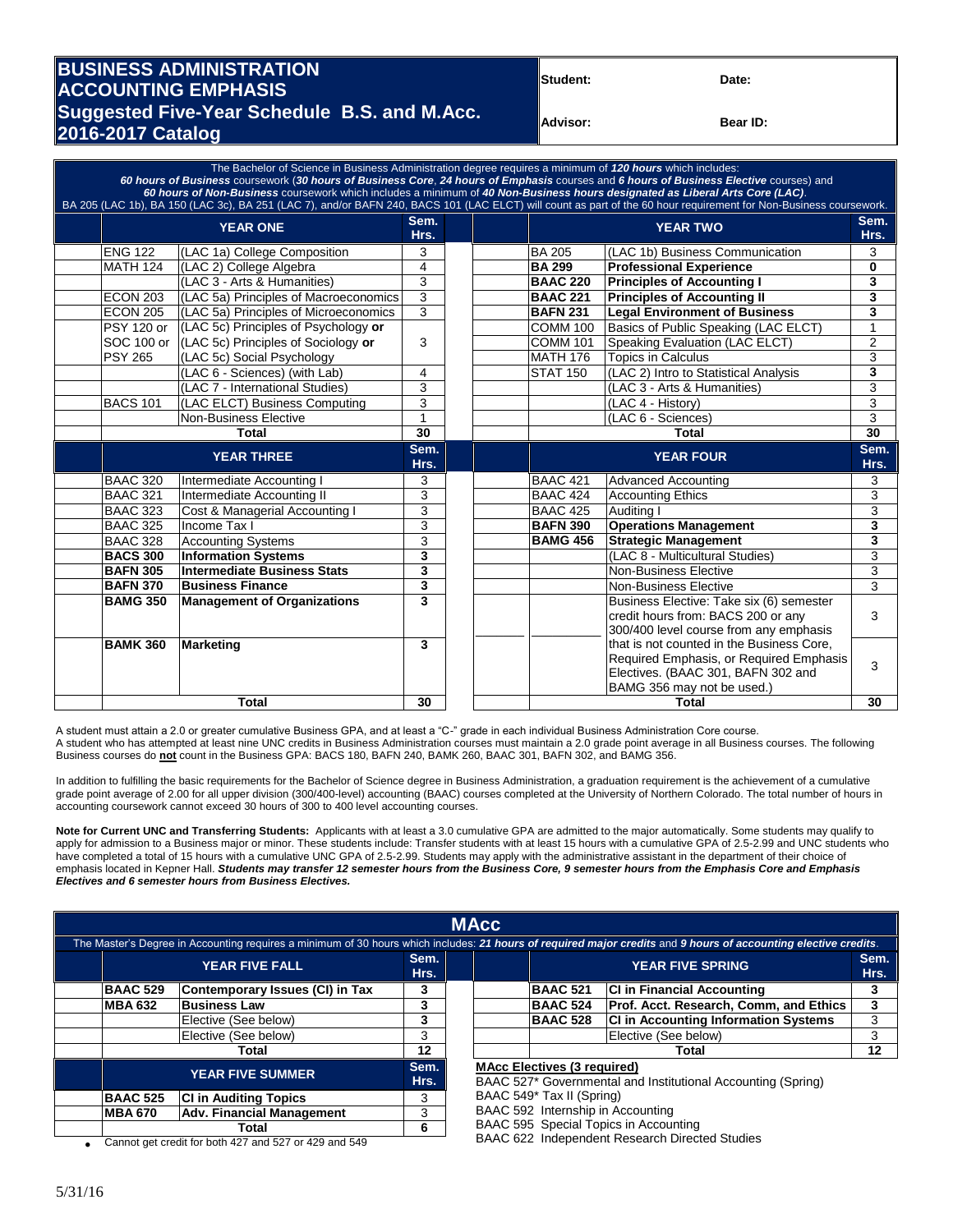# BUSINESS ADMINISTRATION ACCOUNTING EMPHASIS

## Suggested Five-Year Schedule B.S. and M.Acc. 2016-2017 Catalog

**Student:** &nbsp;&nbsp;&nbsp;&nbsp; **Date:**

**Advisor:** &nbsp;&nbsp;&nbsp;&nbsp; **Bear ID:**

The Bachelor of Science in Business Administration degree requires a minimum of ***120 hours*** which includes:
***60 hours of Business*** coursework (***30 hours of Business Core***, ***24 hours of Emphasis*** courses and ***6 hours of Business Elective*** courses) and
***60 hours of Non-Business*** coursework which includes a minimum of ***40 Non-Business hours designated as Liberal Arts Core (LAC)***.
BA 205 (LAC 1b), BA 150 (LAC 3c), BA 251 (LAC 7), and/or BAFN 240, BACS 101 (LAC ELCT) will count as part of the 60 hour requirement for Non-Business coursework.

| | YEAR ONE | Sem. Hrs. | | | YEAR TWO | Sem. Hrs. |
|---|---|---|---|---|---|---|
| | ENG 122 | (LAC 1a) College Composition | 3 | BA 205 | (LAC 1b) Business Communication | 3 |
| | MATH 124 | (LAC 2) College Algebra | 4 | **BA 299** | **Professional Experience** | **0** |
| | | (LAC 3 - Arts & Humanities) | 3 | **BAAC 220** | **Principles of Accounting I** | **3** |
| | ECON 203 | (LAC 5a) Principles of Macroeconomics | 3 | **BAAC 221** | **Principles of Accounting II** | **3** |
| | ECON 205 | (LAC 5a) Principles of Microeconomics | 3 | **BAFN 231** | **Legal Environment of Business** | **3** |
| | PSY 120 or SOC 100 or PSY 265 | (LAC 5c) Principles of Psychology **or** (LAC 5c) Principles of Sociology **or** (LAC 5c) Social Psychology | 3 | COMM 100 | Basics of Public Speaking (LAC ELCT) | 1 |
| | | | | COMM 101 | Speaking Evaluation (LAC ELCT) | 2 |
| | | | | MATH 176 | Topics in Calculus | 3 |
| | | (LAC 6 - Sciences) (with Lab) | 4 | STAT 150 | (LAC 2) Intro to Statistical Analysis | **3** |
| | | (LAC 7 - International Studies) | 3 | | (LAC 3 - Arts & Humanities) | 3 |
| | BACS 101 | (LAC ELCT) Business Computing | 3 | | (LAC 4 - History) | 3 |
| | | Non-Business Elective | 1 | | (LAC 6 - Sciences) | 3 |
| | | **Total** | **30** | | **Total** | **30** |

| YEAR THREE | | Sem. Hrs. | YEAR FOUR | | Sem. Hrs. |
|---|---|---|---|---|---|
| BAAC 320 | Intermediate Accounting I | 3 | BAAC 421 | Advanced Accounting | 3 |
| BAAC 321 | Intermediate Accounting II | 3 | BAAC 424 | Accounting Ethics | 3 |
| BAAC 323 | Cost & Managerial Accounting I | 3 | BAAC 425 | Auditing I | 3 |
| BAAC 325 | Income Tax I | 3 | **BAFN 390** | **Operations Management** | **3** |
| BAAC 328 | Accounting Systems | 3 | **BAMG 456** | **Strategic Management** | **3** |
| **BACS 300** | **Information Systems** | **3** | | (LAC 8 - Multicultural Studies) | 3 |
| **BAFN 305** | **Intermediate Business Stats** | **3** | | Non-Business Elective | 3 |
| **BAFN 370** | **Business Finance** | **3** | | Non-Business Elective | 3 |
| **BAMG 350** | **Management of Organizations** | **3** | ______ | Business Elective: Take six (6) semester credit hours from: BACS 200 or any 300/400 level course from any emphasis | 3 |
| **BAMK 360** | **Marketing** | **3** | | that is not counted in the Business Core, Required Emphasis, or Required Emphasis Electives. (BAAC 301, BAFN 302 and BAMG 356 may not be used.) | 3 |
| | **Total** | **30** | | **Total** | **30** |

A student must attain a 2.0 or greater cumulative Business GPA, and at least a "C-" grade in each individual Business Administration Core course.
A student who has attempted at least nine UNC credits in Business Administration courses must maintain a 2.0 grade point average in all Business courses. The following Business courses do **not** count in the Business GPA: BACS 180, BAFN 240, BAMK 260, BAAC 301, BAFN 302, and BAMG 356.

In addition to fulfilling the basic requirements for the Bachelor of Science degree in Business Administration, a graduation requirement is the achievement of a cumulative grade point average of 2.00 for all upper division (300/400-level) accounting (BAAC) courses completed at the University of Northern Colorado. The total number of hours in accounting coursework cannot exceed 30 hours of 300 to 400 level accounting courses.

**Note for Current UNC and Transferring Students:** Applicants with at least a 3.0 cumulative GPA are admitted to the major automatically. Some students may qualify to apply for admission to a Business major or minor. These students include: Transfer students with at least 15 hours with a cumulative GPA of 2.5-2.99 and UNC students who have completed a total of 15 hours with a cumulative UNC GPA of 2.5-2.99. Students may apply with the administrative assistant in the department of their choice of emphasis located in Kepner Hall. ***Students may transfer 12 semester hours from the Business Core, 9 semester hours from the Emphasis Core and Emphasis Electives and 6 semester hours from Business Electives.***

## MAcc

The Master's Degree in Accounting requires a minimum of 30 hours which includes: ***21 hours of required major credits*** and ***9 hours of accounting elective credits***.

| YEAR FIVE FALL | | Sem. Hrs. | YEAR FIVE SPRING | | Sem. Hrs. |
|---|---|---|---|---|---|
| **BAAC 529** | **Contemporary Issues (CI) in Tax** | **3** | **BAAC 521** | **CI in Financial Accounting** | **3** |
| **MBA 632** | **Business Law** | **3** | **BAAC 524** | **Prof. Acct. Research, Comm, and Ethics** | **3** |
| | Elective (See below) | **3** | **BAAC 528** | **CI in Accounting Information Systems** | 3 |
| | Elective (See below) | 3 | | Elective (See below) | 3 |
| | **Total** | **12** | | **Total** | **12** |

| YEAR FIVE SUMMER | | Sem. Hrs. |
|---|---|---|
| **BAAC 525** | **CI in Auditing Topics** | 3 |
| **MBA 670** | **Adv. Financial Management** | 3 |
| | **Total** | **6** |

- Cannot get credit for both 427 and 527 or 429 and 549

**MAcc Electives (3 required)**

BAAC 527* Governmental and Institutional Accounting (Spring)
BAAC 549* Tax II (Spring)
BAAC 592 Internship in Accounting
BAAC 595 Special Topics in Accounting
BAAC 622 Independent Research Directed Studies

5/31/16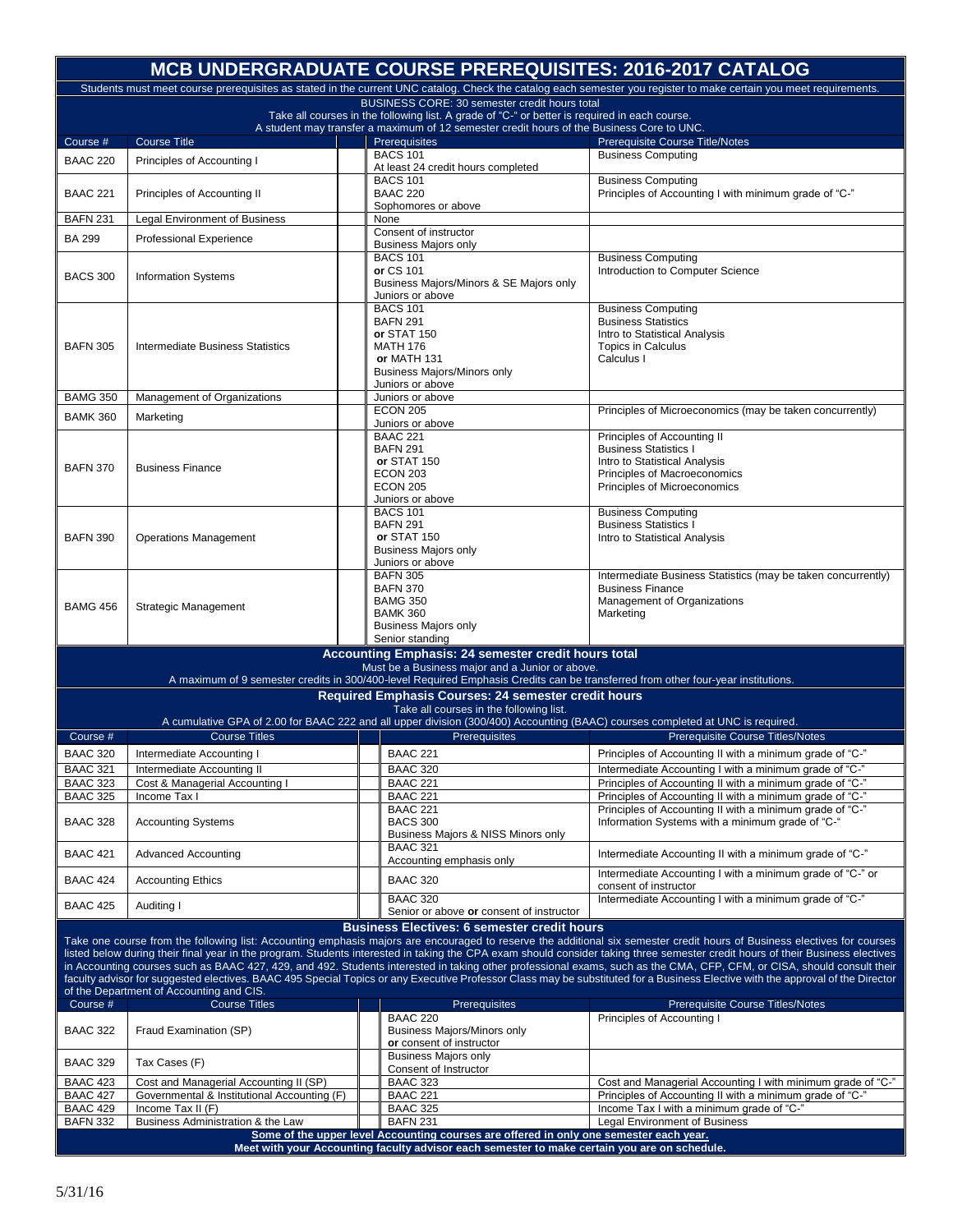# MCB UNDERGRADUATE COURSE PREREQUISITES: 2016-2017 CATALOG

Students must meet course prerequisites as stated in the current UNC catalog. Check the catalog each semester you register to make certain you meet requirements.

## BUSINESS CORE: 30 semester credit hours total

Take all courses in the following list. A grade of "C-" or better is required in each course.
A student may transfer a maximum of 12 semester credit hours of the Business Core to UNC.

| Course # | Course Title | Prerequisites | Prerequisite Course Title/Notes |
|---|---|---|---|
| BAAC 220 | Principles of Accounting I | BACS 101<br>At least 24 credit hours completed | Business Computing |
| BAAC 221 | Principles of Accounting II | BACS 101<br>BAAC 220<br>Sophomores or above | Business Computing<br>Principles of Accounting I with minimum grade of "C-" |
| BAFN 231 | Legal Environment of Business | None | |
| BA 299 | Professional Experience | Consent of instructor<br>Business Majors only | |
| BACS 300 | Information Systems | BACS 101<br>**or** CS 101<br>Business Majors/Minors & SE Majors only<br>Juniors or above | Business Computing<br>Introduction to Computer Science |
| BAFN 305 | Intermediate Business Statistics | BACS 101<br>BAFN 291<br>**or** STAT 150<br>MATH 176<br>**or** MATH 131<br>Business Majors/Minors only<br>Juniors or above | Business Computing<br>Business Statistics<br>Intro to Statistical Analysis<br>Topics in Calculus<br>Calculus I |
| BAMG 350 | Management of Organizations | Juniors or above | |
| BAMK 360 | Marketing | ECON 205<br>Juniors or above | Principles of Microeconomics (may be taken concurrently) |
| BAFN 370 | Business Finance | BAAC 221<br>BAFN 291<br>**or** STAT 150<br>ECON 203<br>ECON 205<br>Juniors or above | Principles of Accounting II<br>Business Statistics I<br>Intro to Statistical Analysis<br>Principles of Macroeconomics<br>Principles of Microeconomics |
| BAFN 390 | Operations Management | BACS 101<br>BAFN 291<br>**or** STAT 150<br>Business Majors only<br>Juniors or above | Business Computing<br>Business Statistics I<br>Intro to Statistical Analysis |
| BAMG 456 | Strategic Management | BAFN 305<br>BAFN 370<br>BAMG 350<br>BAMK 360<br>Business Majors only<br>Senior standing | Intermediate Business Statistics (may be taken concurrently)<br>Business Finance<br>Management of Organizations<br>Marketing |

## Accounting Emphasis: 24 semester credit hours total

Must be a Business major and a Junior or above.
A maximum of 9 semester credits in 300/400-level Required Emphasis Credits can be transferred from other four-year institutions.

### Required Emphasis Courses: 24 semester credit hours

Take all courses in the following list.
A cumulative GPA of 2.00 for BAAC 222 and all upper division (300/400) Accounting (BAAC) courses completed at UNC is required.

| Course # | Course Titles | Prerequisites | Prerequisite Course Titles/Notes |
|---|---|---|---|
| BAAC 320 | Intermediate Accounting I | BAAC 221 | Principles of Accounting II with a minimum grade of "C-" |
| BAAC 321 | Intermediate Accounting II | BAAC 320 | Intermediate Accounting I with a minimum grade of "C-" |
| BAAC 323 | Cost & Managerial Accounting I | BAAC 221 | Principles of Accounting II with a minimum grade of "C-" |
| BAAC 325 | Income Tax I | BAAC 221 | Principles of Accounting II with a minimum grade of "C-" |
| BAAC 328 | Accounting Systems | BAAC 221<br>BACS 300<br>Business Majors & NISS Minors only | Principles of Accounting II with a minimum grade of "C-"<br>Information Systems with a minimum grade of "C-" |
| BAAC 421 | Advanced Accounting | BAAC 321<br>Accounting emphasis only | Intermediate Accounting II with a minimum grade of "C-" |
| BAAC 424 | Accounting Ethics | BAAC 320 | Intermediate Accounting I with a minimum grade of "C-" or consent of instructor |
| BAAC 425 | Auditing I | BAAC 320<br>Senior or above **or** consent of instructor | Intermediate Accounting I with a minimum grade of "C-" |

### Business Electives: 6 semester credit hours

Take one course from the following list: Accounting emphasis majors are encouraged to reserve the additional six semester credit hours of Business electives for courses listed below during their final year in the program. Students interested in taking the CPA exam should consider taking three semester credit hours of their Business electives in Accounting courses such as BAAC 427, 429, and 492. Students interested in taking other professional exams, such as the CMA, CFP, CFM, or CISA, should consult their faculty advisor for suggested electives. BAAC 495 Special Topics or any Executive Professor Class may be substituted for a Business Elective with the approval of the Director of the Department of Accounting and CIS.

| Course # | Course Titles | Prerequisites | Prerequisite Course Titles/Notes |
|---|---|---|---|
| BAAC 322 | Fraud Examination (SP) | BAAC 220<br>Business Majors/Minors only<br>**or** consent of instructor | Principles of Accounting I |
| BAAC 329 | Tax Cases (F) | Business Majors only<br>Consent of Instructor | |
| BAAC 423 | Cost and Managerial Accounting II (SP) | BAAC 323 | Cost and Managerial Accounting I with minimum grade of "C-" |
| BAAC 427 | Governmental & Institutional Accounting (F) | BAAC 221 | Principles of Accounting II with a minimum grade of "C-" |
| BAAC 429 | Income Tax II (F) | BAAC 325 | Income Tax I with a minimum grade of "C-" |
| BAFN 332 | Business Administration & the Law | BAFN 231 | Legal Environment of Business |

**Some of the upper level Accounting courses are offered in only one semester each year.**
**Meet with your Accounting faculty advisor each semester to make certain you are on schedule.**

5/31/16